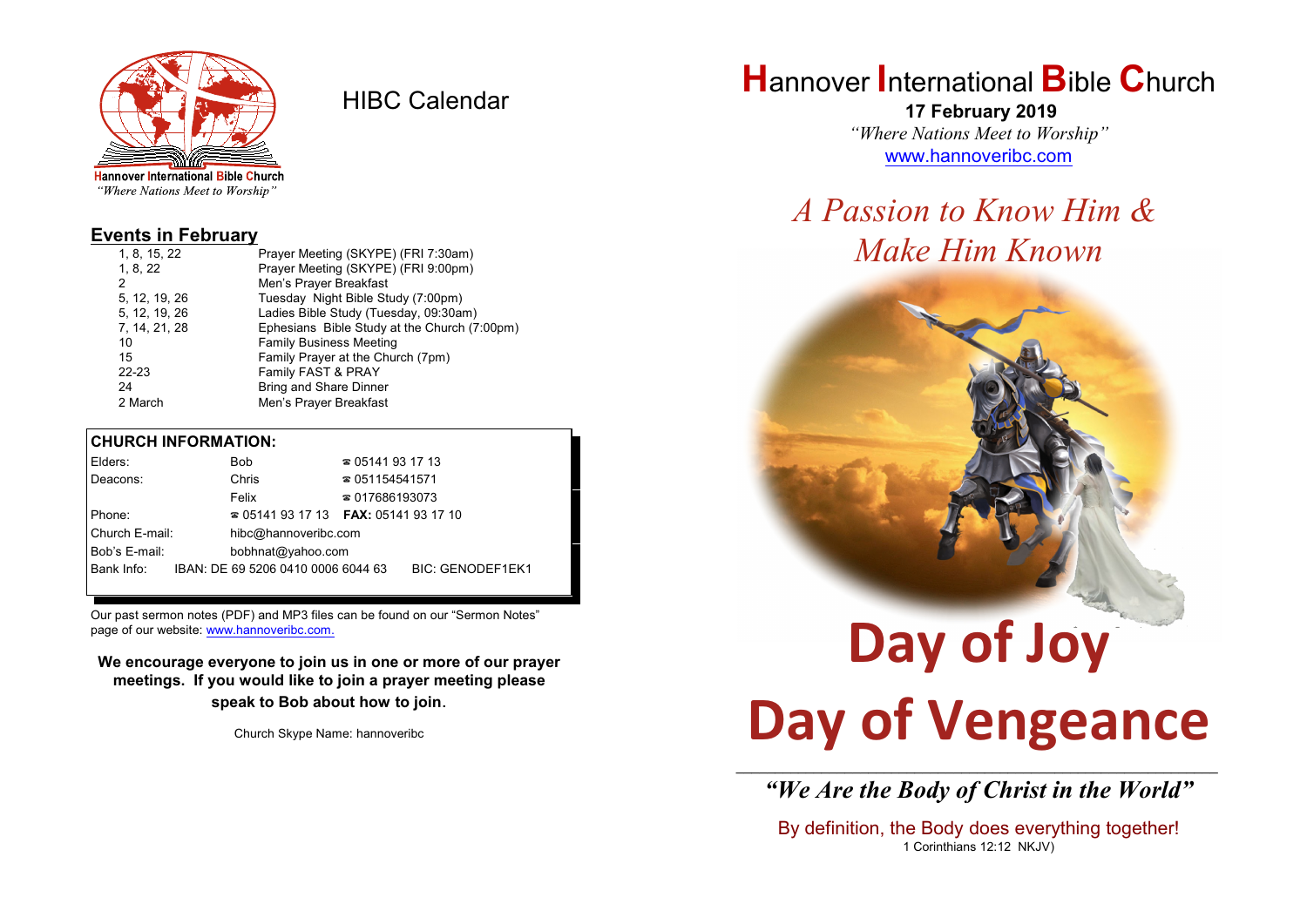Hannover International Bible Church
*"Where Nations Meet to Worship"*

# HIBC Calendar

## Events in February

| | |
|---|---|
| 1, 8, 15, 22 | Prayer Meeting (SKYPE) (FRI 7:30am) |
| 1, 8, 22 | Prayer Meeting (SKYPE) (FRI 9:00pm) |
| 2 | Men's Prayer Breakfast |
| 5, 12, 19, 26 | Tuesday Night Bible Study (7:00pm) |
| 5, 12, 19, 26 | Ladies Bible Study (Tuesday, 09:30am) |
| 7, 14, 21, 28 | Ephesians Bible Study at the Church (7:00pm) |
| 10 | Family Business Meeting |
| 15 | Family Prayer at the Church (7pm) |
| 22-23 | Family FAST & PRAY |
| 24 | Bring and Share Dinner |
| 2 March | Men's Prayer Breakfast |

## CHURCH INFORMATION:

| | | |
|---|---|---|
| Elders: | Bob | ☎ 05141 93 17 13 |
| Deacons: | Chris | ☎ 051154541571 |
| | Felix | ☎ 017686193073 |
| Phone: | ☎ 05141 93 17 13 | **FAX:** 05141 93 17 10 |
| Church E-mail: | hibc@hannoveribc.com | |
| Bob's E-mail: | bobhnat@yahoo.com | |
| Bank Info: | IBAN: DE 69 5206 0410 0006 6044 63 | BIC: GENODEF1EK1 |

Our past sermon notes (PDF) and MP3 files can be found on our "Sermon Notes" page of our website: www.hannoveribc.com.

**We encourage everyone to join us in one or more of our prayer meetings. If you would like to join a prayer meeting please speak to Bob about how to join.**

Church Skype Name: hannoveribc

# Hannover International Bible Church

**17 February 2019**

*"Where Nations Meet to Worship"*

www.hannoveribc.com

## *A Passion to Know Him & Make Him Known*

# Day of Joy
# Day of Vengeance

***"We Are the Body of Christ in the World"***

By definition, the Body does everything together!
1 Corinthians 12:12 NKJV)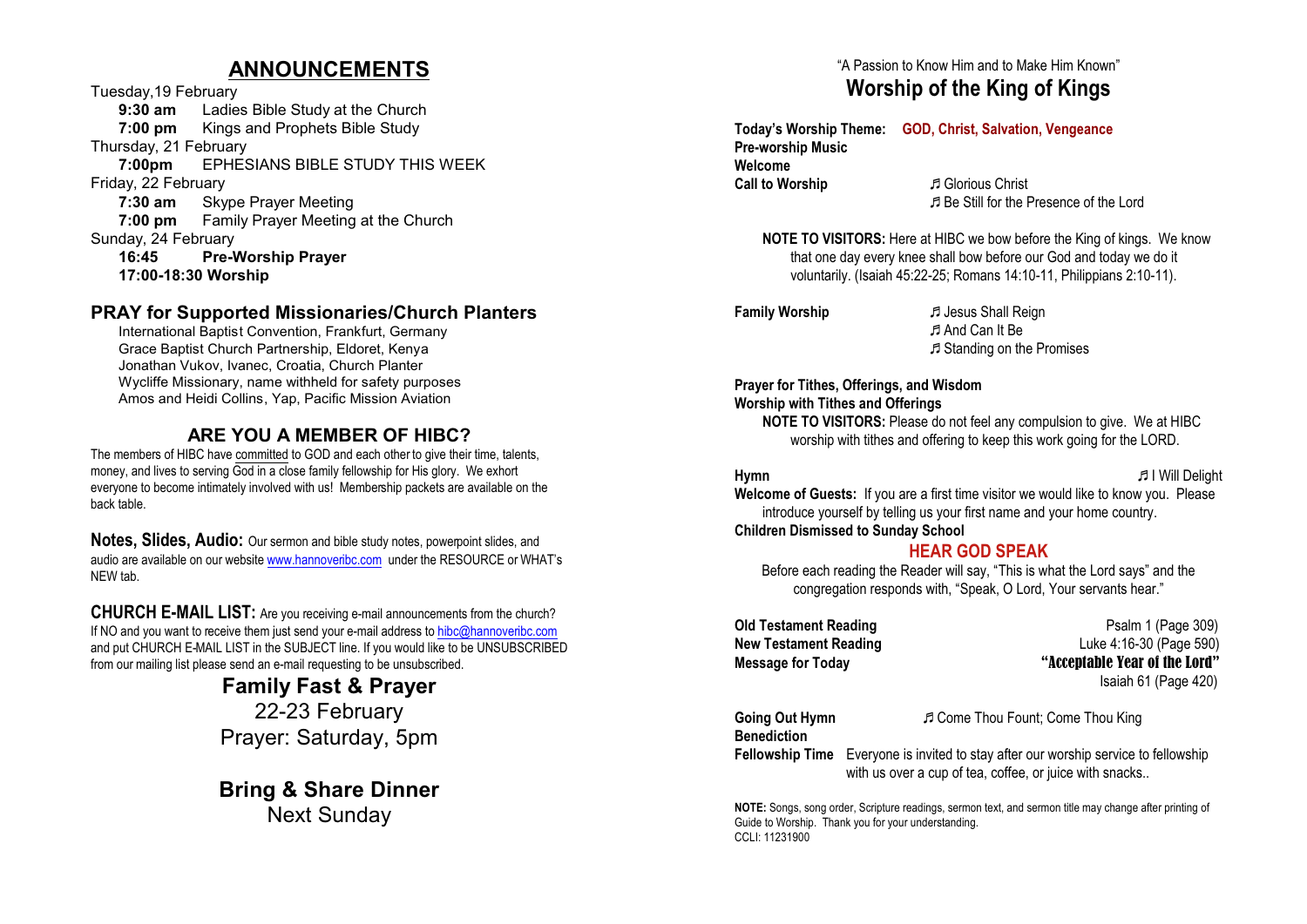# ANNOUNCEMENTS

Tuesday,19 February

- **9:30 am** Ladies Bible Study at the Church
- **7:00 pm** Kings and Prophets Bible Study

Thursday, 21 February

- **7:00pm** EPHESIANS BIBLE STUDY THIS WEEK

Friday, 22 February

- **7:30 am** Skype Prayer Meeting
- **7:00 pm** Family Prayer Meeting at the Church

Sunday, 24 February

- **16:45 Pre-Worship Prayer**
- **17:00-18:30 Worship**

## PRAY for Supported Missionaries/Church Planters

International Baptist Convention, Frankfurt, Germany
Grace Baptist Church Partnership, Eldoret, Kenya
Jonathan Vukov, Ivanec, Croatia, Church Planter
Wycliffe Missionary, name withheld for safety purposes
Amos and Heidi Collins, Yap, Pacific Mission Aviation

## ARE YOU A MEMBER OF HIBC?

The members of HIBC have committed to GOD and each other to give their time, talents, money, and lives to serving God in a close family fellowship for His glory. We exhort everyone to become intimately involved with us! Membership packets are available on the back table.

**Notes, Slides, Audio:** Our sermon and bible study notes, powerpoint slides, and audio are available on our website www.hannoveribc.com under the RESOURCE or WHAT's NEW tab.

**CHURCH E-MAIL LIST:** Are you receiving e-mail announcements from the church? If NO and you want to receive them just send your e-mail address to hibc@hannoveribc.com and put CHURCH E-MAIL LIST in the SUBJECT line. If you would like to be UNSUBSCRIBED from our mailing list please send an e-mail requesting to be unsubscribed.

## Family Fast & Prayer

22-23 February
Prayer: Saturday, 5pm

## Bring & Share Dinner

Next Sunday

---

"A Passion to Know Him and to Make Him Known"

# Worship of the King of Kings

**Today's Worship Theme:** **GOD, Christ, Salvation, Vengeance**

**Pre-worship Music**

**Welcome**

**Call to Worship** ♬ Glorious Christ
♬ Be Still for the Presence of the Lord

**NOTE TO VISITORS:** Here at HIBC we bow before the King of kings. We know that one day every knee shall bow before our God and today we do it voluntarily. (Isaiah 45:22-25; Romans 14:10-11, Philippians 2:10-11).

**Family Worship** ♬ Jesus Shall Reign
♬ And Can It Be
♬ Standing on the Promises

**Prayer for Tithes, Offerings, and Wisdom**

**Worship with Tithes and Offerings**

**NOTE TO VISITORS:** Please do not feel any compulsion to give. We at HIBC worship with tithes and offering to keep this work going for the LORD.

**Hymn** ♬ I Will Delight

**Welcome of Guests:** If you are a first time visitor we would like to know you. Please introduce yourself by telling us your first name and your home country.

**Children Dismissed to Sunday School**

## HEAR GOD SPEAK

Before each reading the Reader will say, "This is what the Lord says" and the congregation responds with, "Speak, O Lord, Your servants hear."

**Old Testament Reading** Psalm 1 (Page 309)

**New Testament Reading** Luke 4:16-30 (Page 590)

**Message for Today** **"Acceptable Year of the Lord"**
Isaiah 61 (Page 420)

**Going Out Hymn** ♬ Come Thou Fount; Come Thou King

**Benediction**

**Fellowship Time** Everyone is invited to stay after our worship service to fellowship with us over a cup of tea, coffee, or juice with snacks..

**NOTE:** Songs, song order, Scripture readings, sermon text, and sermon title may change after printing of Guide to Worship. Thank you for your understanding.
CCLI: 11231900